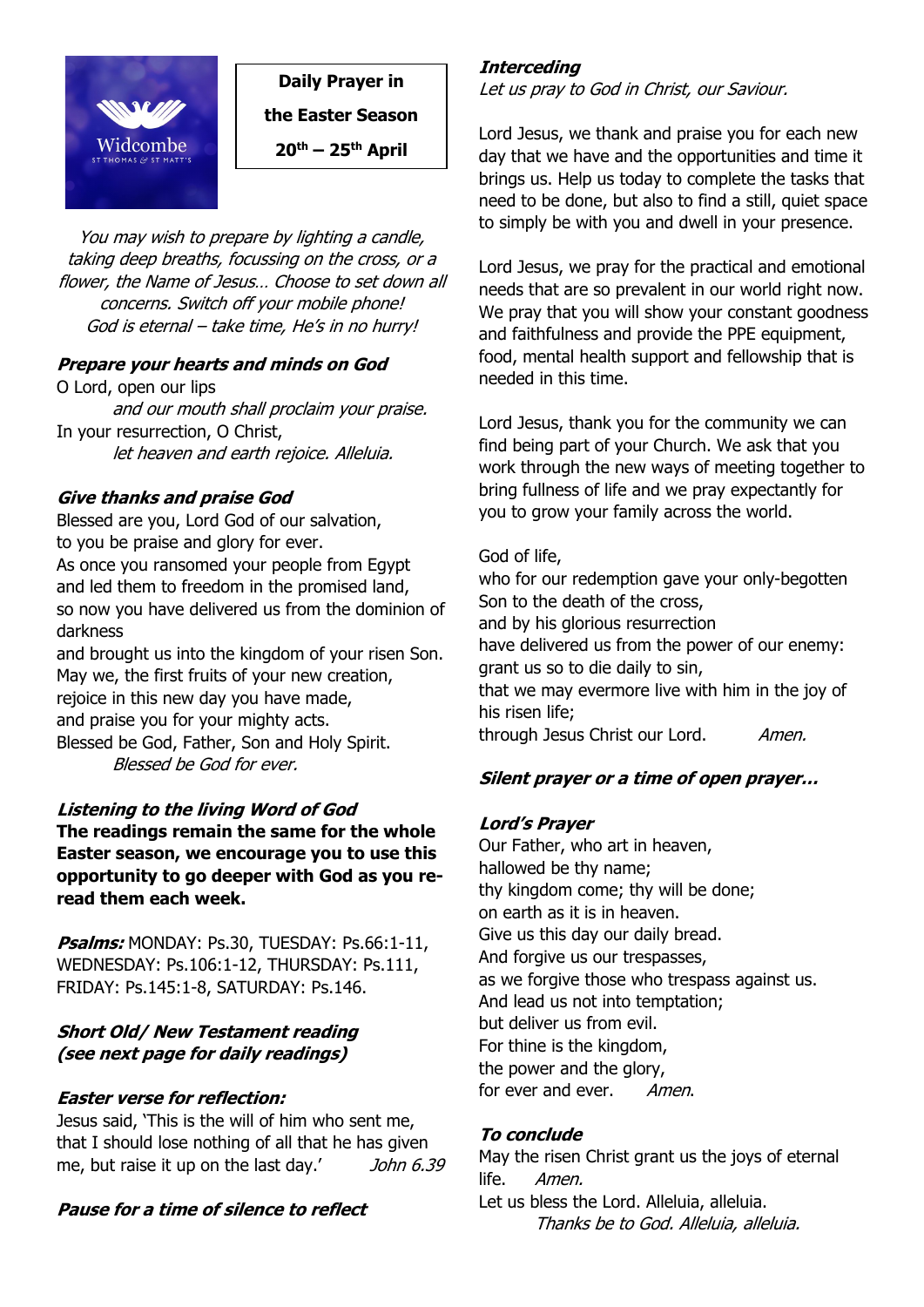Widcombe
ST THOMAS & ST MATT'S

**Daily Prayer in the Easter Season**

**20th – 25th April**

*You may wish to prepare by lighting a candle, taking deep breaths, focussing on the cross, or a flower, the Name of Jesus… Choose to set down all concerns. Switch off your mobile phone! God is eternal – take time, He's in no hurry!*

## *Prepare your hearts and minds on God*

O Lord, open our lips
*and our mouth shall proclaim your praise.*
In your resurrection, O Christ,
*let heaven and earth rejoice. Alleluia.*

## *Give thanks and praise God*

Blessed are you, Lord God of our salvation,
to you be praise and glory for ever.
As once you ransomed your people from Egypt
and led them to freedom in the promised land,
so now you have delivered us from the dominion of darkness
and brought us into the kingdom of your risen Son.
May we, the first fruits of your new creation,
rejoice in this new day you have made,
and praise you for your mighty acts.
Blessed be God, Father, Son and Holy Spirit.
*Blessed be God for ever.*

## *Listening to the living Word of God*

**The readings remain the same for the whole Easter season, we encourage you to use this opportunity to go deeper with God as you re-read them each week.**

***Psalms:*** MONDAY: Ps.30, TUESDAY: Ps.66:1-11, WEDNESDAY: Ps.106:1-12, THURSDAY: Ps.111, FRIDAY: Ps.145:1-8, SATURDAY: Ps.146.

## *Short Old/ New Testament reading (see next page for daily readings)*

## *Easter verse for reflection:*

Jesus said, 'This is the will of him who sent me, that I should lose nothing of all that he has given me, but raise it up on the last day.' *John 6.39*

## *Pause for a time of silence to reflect*

## *Interceding*

*Let us pray to God in Christ, our Saviour.*

Lord Jesus, we thank and praise you for each new day that we have and the opportunities and time it brings us. Help us today to complete the tasks that need to be done, but also to find a still, quiet space to simply be with you and dwell in your presence.

Lord Jesus, we pray for the practical and emotional needs that are so prevalent in our world right now. We pray that you will show your constant goodness and faithfulness and provide the PPE equipment, food, mental health support and fellowship that is needed in this time.

Lord Jesus, thank you for the community we can find being part of your Church. We ask that you work through the new ways of meeting together to bring fullness of life and we pray expectantly for you to grow your family across the world.

God of life,
who for our redemption gave your only-begotten Son to the death of the cross,
and by his glorious resurrection
have delivered us from the power of our enemy:
grant us so to die daily to sin,
that we may evermore live with him in the joy of his risen life;
through Jesus Christ our Lord. *Amen.*

## *Silent prayer or a time of open prayer…*

## *Lord's Prayer*

Our Father, who art in heaven,
hallowed be thy name;
thy kingdom come; thy will be done;
on earth as it is in heaven.
Give us this day our daily bread.
And forgive us our trespasses,
as we forgive those who trespass against us.
And lead us not into temptation;
but deliver us from evil.
For thine is the kingdom,
the power and the glory,
for ever and ever. *Amen*.

## *To conclude*

May the risen Christ grant us the joys of eternal life. *Amen.*
Let us bless the Lord. Alleluia, alleluia.
*Thanks be to God. Alleluia, alleluia.*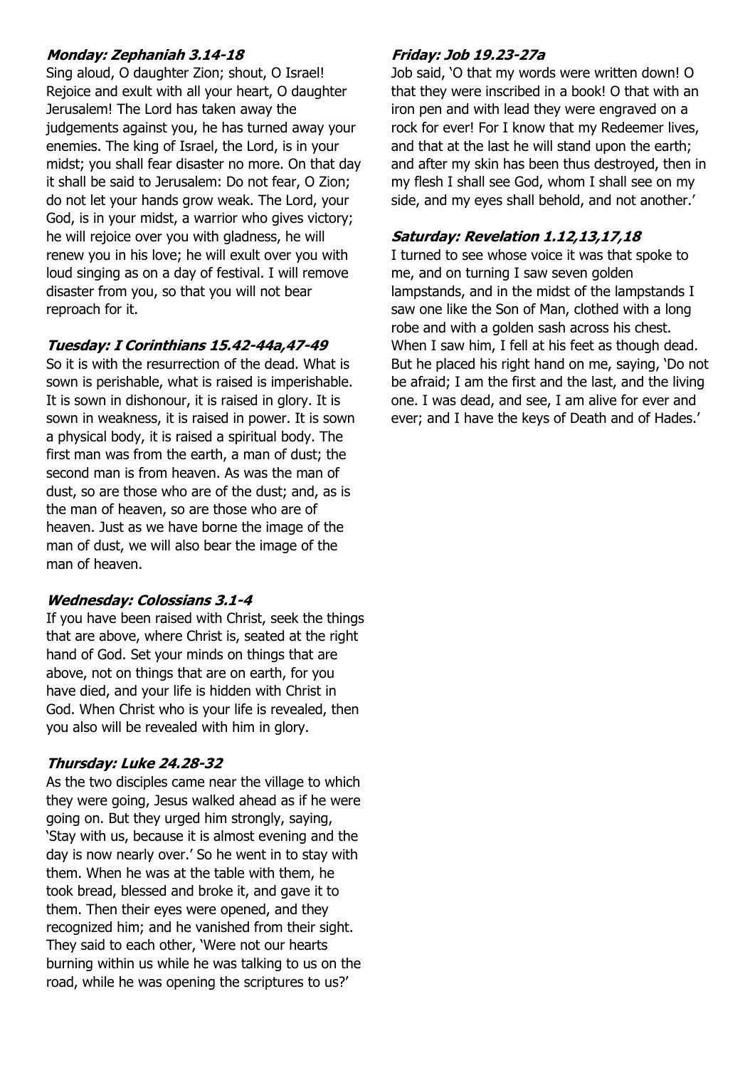**_Monday: Zephaniah 3.14-18_**

Sing aloud, O daughter Zion; shout, O Israel! Rejoice and exult with all your heart, O daughter Jerusalem! The Lord has taken away the judgements against you, he has turned away your enemies. The king of Israel, the Lord, is in your midst; you shall fear disaster no more. On that day it shall be said to Jerusalem: Do not fear, O Zion; do not let your hands grow weak. The Lord, your God, is in your midst, a warrior who gives victory; he will rejoice over you with gladness, he will renew you in his love; he will exult over you with loud singing as on a day of festival. I will remove disaster from you, so that you will not bear reproach for it.

**_Tuesday: I Corinthians 15.42-44a,47-49_**

So it is with the resurrection of the dead. What is sown is perishable, what is raised is imperishable. It is sown in dishonour, it is raised in glory. It is sown in weakness, it is raised in power. It is sown a physical body, it is raised a spiritual body. The first man was from the earth, a man of dust; the second man is from heaven. As was the man of dust, so are those who are of the dust; and, as is the man of heaven, so are those who are of heaven. Just as we have borne the image of the man of dust, we will also bear the image of the man of heaven.

**_Wednesday: Colossians 3.1-4_**

If you have been raised with Christ, seek the things that are above, where Christ is, seated at the right hand of God. Set your minds on things that are above, not on things that are on earth, for you have died, and your life is hidden with Christ in God. When Christ who is your life is revealed, then you also will be revealed with him in glory.

**_Thursday: Luke 24.28-32_**

As the two disciples came near the village to which they were going, Jesus walked ahead as if he were going on. But they urged him strongly, saying, 'Stay with us, because it is almost evening and the day is now nearly over.' So he went in to stay with them. When he was at the table with them, he took bread, blessed and broke it, and gave it to them. Then their eyes were opened, and they recognized him; and he vanished from their sight. They said to each other, 'Were not our hearts burning within us while he was talking to us on the road, while he was opening the scriptures to us?'

**_Friday: Job 19.23-27a_**

Job said, 'O that my words were written down! O that they were inscribed in a book! O that with an iron pen and with lead they were engraved on a rock for ever! For I know that my Redeemer lives, and that at the last he will stand upon the earth; and after my skin has been thus destroyed, then in my flesh I shall see God, whom I shall see on my side, and my eyes shall behold, and not another.'

**_Saturday: Revelation 1.12,13,17,18_**

I turned to see whose voice it was that spoke to me, and on turning I saw seven golden lampstands, and in the midst of the lampstands I saw one like the Son of Man, clothed with a long robe and with a golden sash across his chest. When I saw him, I fell at his feet as though dead. But he placed his right hand on me, saying, 'Do not be afraid; I am the first and the last, and the living one. I was dead, and see, I am alive for ever and ever; and I have the keys of Death and of Hades.'